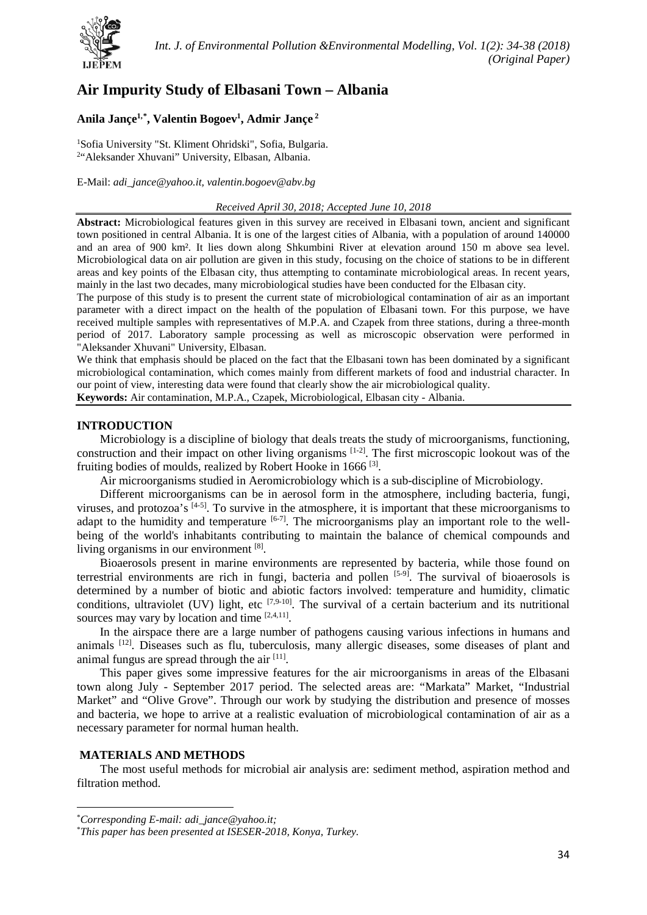# Air Impurity Study of Elbasani Town – Albania

**Anila Jançe[1,*], Valentin Bogoev[1], Admir Jançe[2]**

[1]Sofia University "St. Kliment Ohridski", Sofia, Bulgaria.
[2]"Aleksander Xhuvani" University, Elbasan, Albania.

E-Mail: *adi_jance@yahoo.it, valentin.bogoev@abv.bg*

*Received April 30, 2018; Accepted June 10, 2018*

**Abstract:** Microbiological features given in this survey are received in Elbasani town, ancient and significant town positioned in central Albania. It is one of the largest cities of Albania, with a population of around 140000 and an area of 900 km². It lies down along Shkumbini River at elevation around 150 m above sea level. Microbiological data on air pollution are given in this study, focusing on the choice of stations to be in different areas and key points of the Elbasan city, thus attempting to contaminate microbiological areas. In recent years, mainly in the last two decades, many microbiological studies have been conducted for the Elbasan city.

The purpose of this study is to present the current state of microbiological contamination of air as an important parameter with a direct impact on the health of the population of Elbasani town. For this purpose, we have received multiple samples with representatives of M.P.A. and Czapek from three stations, during a three-month period of 2017. Laboratory sample processing as well as microscopic observation were performed in "Aleksander Xhuvani" University, Elbasan.

We think that emphasis should be placed on the fact that the Elbasani town has been dominated by a significant microbiological contamination, which comes mainly from different markets of food and industrial character. In our point of view, interesting data were found that clearly show the air microbiological quality.

**Keywords:** Air contamination, M.P.A., Czapek, Microbiological, Elbasan city - Albania.

## INTRODUCTION

Microbiology is a discipline of biology that deals treats the study of microorganisms, functioning, construction and their impact on other living organisms [1-2]. The first microscopic lookout was of the fruiting bodies of moulds, realized by Robert Hooke in 1666 [3].

Air microorganisms studied in Aeromicrobiology which is a sub-discipline of Microbiology.

Different microorganisms can be in aerosol form in the atmosphere, including bacteria, fungi, viruses, and protozoa's [4-5]. To survive in the atmosphere, it is important that these microorganisms to adapt to the humidity and temperature [6-7]. The microorganisms play an important role to the well-being of the world's inhabitants contributing to maintain the balance of chemical compounds and living organisms in our environment [8].

Bioaerosols present in marine environments are represented by bacteria, while those found on terrestrial environments are rich in fungi, bacteria and pollen [5-9]. The survival of bioaerosols is determined by a number of biotic and abiotic factors involved: temperature and humidity, climatic conditions, ultraviolet (UV) light, etc [7,9-10]. The survival of a certain bacterium and its nutritional sources may vary by location and time [2,4,11].

In the airspace there are a large number of pathogens causing various infections in humans and animals [12]. Diseases such as flu, tuberculosis, many allergic diseases, some diseases of plant and animal fungus are spread through the air [11].

This paper gives some impressive features for the air microorganisms in areas of the Elbasani town along July - September 2017 period. The selected areas are: "Markata" Market, "Industrial Market" and "Olive Grove". Through our work by studying the distribution and presence of mosses and bacteria, we hope to arrive at a realistic evaluation of microbiological contamination of air as a necessary parameter for normal human health.

## MATERIALS AND METHODS

The most useful methods for microbial air analysis are: sediment method, aspiration method and filtration method.

---

*Corresponding E-mail: adi_jance@yahoo.it;*
*This paper has been presented at ISESER-2018, Konya, Turkey.*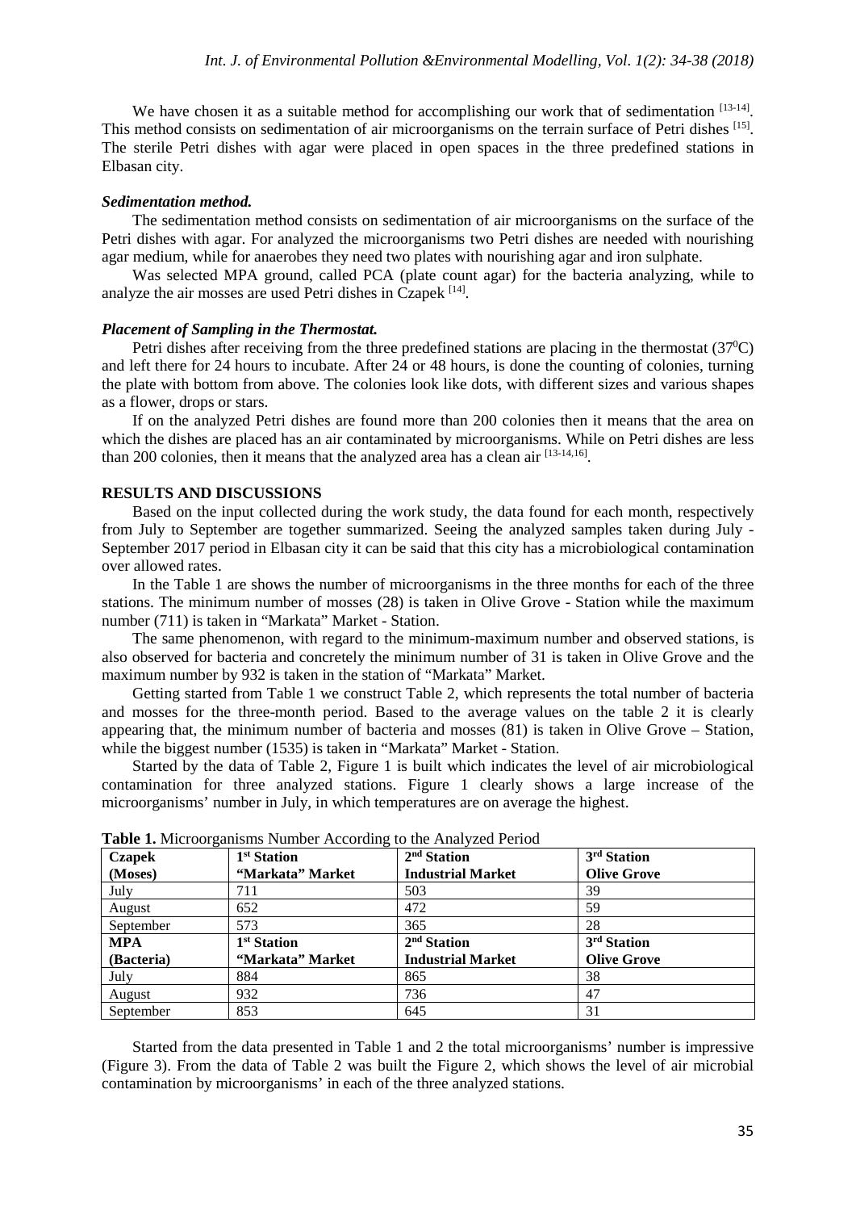We have chosen it as a suitable method for accomplishing our work that of sedimentation [13-14]. This method consists on sedimentation of air microorganisms on the terrain surface of Petri dishes [15]. The sterile Petri dishes with agar were placed in open spaces in the three predefined stations in Elbasan city.

### *Sedimentation method.*

The sedimentation method consists on sedimentation of air microorganisms on the surface of the Petri dishes with agar. For analyzed the microorganisms two Petri dishes are needed with nourishing agar medium, while for anaerobes they need two plates with nourishing agar and iron sulphate.

Was selected MPA ground, called PCA (plate count agar) for the bacteria analyzing, while to analyze the air mosses are used Petri dishes in Czapek [14].

### *Placement of Sampling in the Thermostat.*

Petri dishes after receiving from the three predefined stations are placing in the thermostat ($37^0$C) and left there for 24 hours to incubate. After 24 or 48 hours, is done the counting of colonies, turning the plate with bottom from above. The colonies look like dots, with different sizes and various shapes as a flower, drops or stars.

If on the analyzed Petri dishes are found more than 200 colonies then it means that the area on which the dishes are placed has an air contaminated by microorganisms. While on Petri dishes are less than 200 colonies, then it means that the analyzed area has a clean air [13-14,16].

## RESULTS AND DISCUSSIONS

Based on the input collected during the work study, the data found for each month, respectively from July to September are together summarized. Seeing the analyzed samples taken during July - September 2017 period in Elbasan city it can be said that this city has a microbiological contamination over allowed rates.

In the Table 1 are shows the number of microorganisms in the three months for each of the three stations. The minimum number of mosses (28) is taken in Olive Grove - Station while the maximum number (711) is taken in "Markata" Market - Station.

The same phenomenon, with regard to the minimum-maximum number and observed stations, is also observed for bacteria and concretely the minimum number of 31 is taken in Olive Grove and the maximum number by 932 is taken in the station of "Markata" Market.

Getting started from Table 1 we construct Table 2, which represents the total number of bacteria and mosses for the three-month period. Based to the average values on the table 2 it is clearly appearing that, the minimum number of bacteria and mosses (81) is taken in Olive Grove – Station, while the biggest number (1535) is taken in "Markata" Market - Station.

Started by the data of Table 2, Figure 1 is built which indicates the level of air microbiological contamination for three analyzed stations. Figure 1 clearly shows a large increase of the microorganisms' number in July, in which temperatures are on average the highest.

**Table 1.** Microorganisms Number According to the Analyzed Period

| **Czapek (Moses)** | **1st Station "Markata" Market** | **2nd Station Industrial Market** | **3rd Station Olive Grove** |
|---|---|---|---|
| July | 711 | 503 | 39 |
| August | 652 | 472 | 59 |
| September | 573 | 365 | 28 |
| **MPA (Bacteria)** | **1st Station "Markata" Market** | **2nd Station Industrial Market** | **3rd Station Olive Grove** |
| July | 884 | 865 | 38 |
| August | 932 | 736 | 47 |
| September | 853 | 645 | 31 |

Started from the data presented in Table 1 and 2 the total microorganisms' number is impressive (Figure 3). From the data of Table 2 was built the Figure 2, which shows the level of air microbial contamination by microorganisms' in each of the three analyzed stations.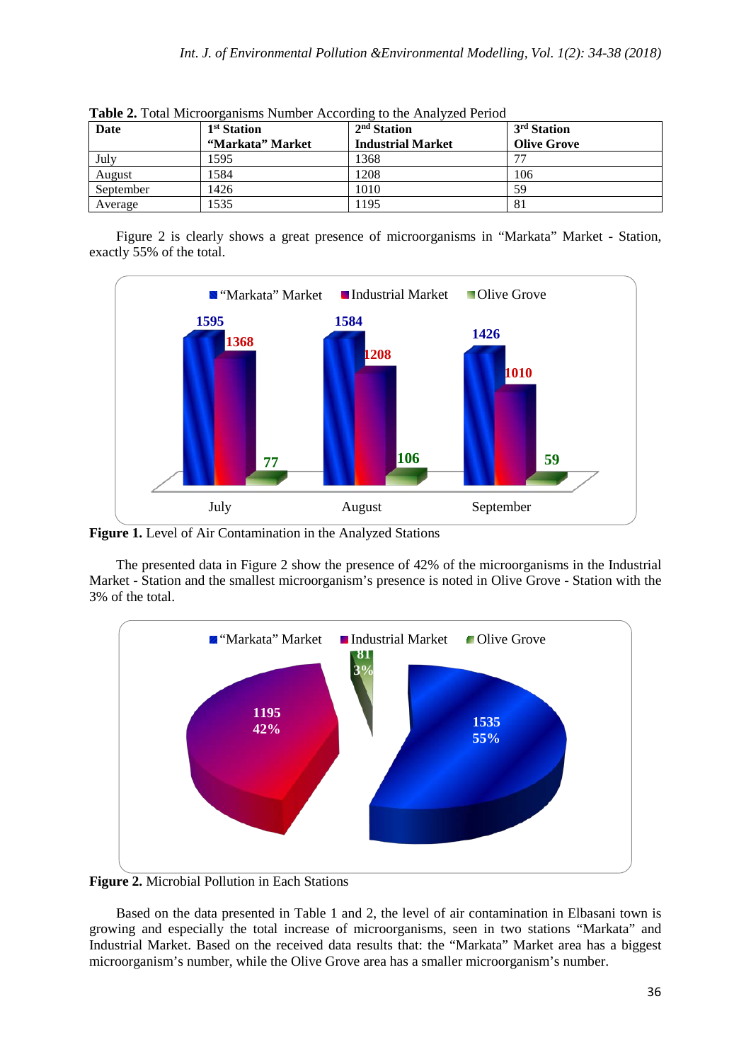**Table 2.** Total Microorganisms Number According to the Analyzed Period

| Date | 1st Station "Markata" Market | 2nd Station Industrial Market | 3rd Station Olive Grove |
|---|---|---|---|
| July | 1595 | 1368 | 77 |
| August | 1584 | 1208 | 106 |
| September | 1426 | 1010 | 59 |
| Average | 1535 | 1195 | 81 |

Figure 2 is clearly shows a great presence of microorganisms in "Markata" Market - Station, exactly 55% of the total.

**Figure 1.** Level of Air Contamination in the Analyzed Stations

The presented data in Figure 2 show the presence of 42% of the microorganisms in the Industrial Market - Station and the smallest microorganism's presence is noted in Olive Grove - Station with the 3% of the total.

**Figure 2.** Microbial Pollution in Each Stations

Based on the data presented in Table 1 and 2, the level of air contamination in Elbasani town is growing and especially the total increase of microorganisms, seen in two stations "Markata" and Industrial Market. Based on the received data results that: the "Markata" Market area has a biggest microorganism's number, while the Olive Grove area has a smaller microorganism's number.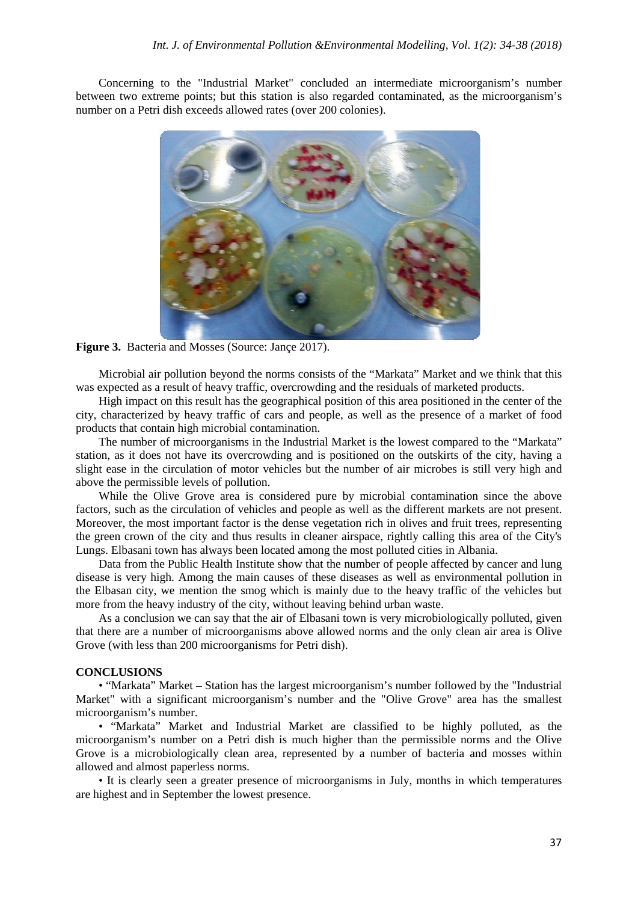Concerning to the "Industrial Market" concluded an intermediate microorganism's number between two extreme points; but this station is also regarded contaminated, as the microorganism's number on a Petri dish exceeds allowed rates (over 200 colonies).

**Figure 3.** Bacteria and Mosses (Source: Jançe 2017).

Microbial air pollution beyond the norms consists of the “Markata” Market and we think that this was expected as a result of heavy traffic, overcrowding and the residuals of marketed products.

High impact on this result has the geographical position of this area positioned in the center of the city, characterized by heavy traffic of cars and people, as well as the presence of a market of food products that contain high microbial contamination.

The number of microorganisms in the Industrial Market is the lowest compared to the “Markata” station, as it does not have its overcrowding and is positioned on the outskirts of the city, having a slight ease in the circulation of motor vehicles but the number of air microbes is still very high and above the permissible levels of pollution.

While the Olive Grove area is considered pure by microbial contamination since the above factors, such as the circulation of vehicles and people as well as the different markets are not present. Moreover, the most important factor is the dense vegetation rich in olives and fruit trees, representing the green crown of the city and thus results in cleaner airspace, rightly calling this area of the City's Lungs. Elbasani town has always been located among the most polluted cities in Albania.

Data from the Public Health Institute show that the number of people affected by cancer and lung disease is very high. Among the main causes of these diseases as well as environmental pollution in the Elbasan city, we mention the smog which is mainly due to the heavy traffic of the vehicles but more from the heavy industry of the city, without leaving behind urban waste.

As a conclusion we can say that the air of Elbasani town is very microbiologically polluted, given that there are a number of microorganisms above allowed norms and the only clean air area is Olive Grove (with less than 200 microorganisms for Petri dish).

## CONCLUSIONS

- “Markata” Market – Station has the largest microorganism's number followed by the "Industrial Market" with a significant microorganism's number and the "Olive Grove" area has the smallest microorganism's number.
- “Markata” Market and Industrial Market are classified to be highly polluted, as the microorganism's number on a Petri dish is much higher than the permissible norms and the Olive Grove is a microbiologically clean area, represented by a number of bacteria and mosses within allowed and almost paperless norms.
- It is clearly seen a greater presence of microorganisms in July, months in which temperatures are highest and in September the lowest presence.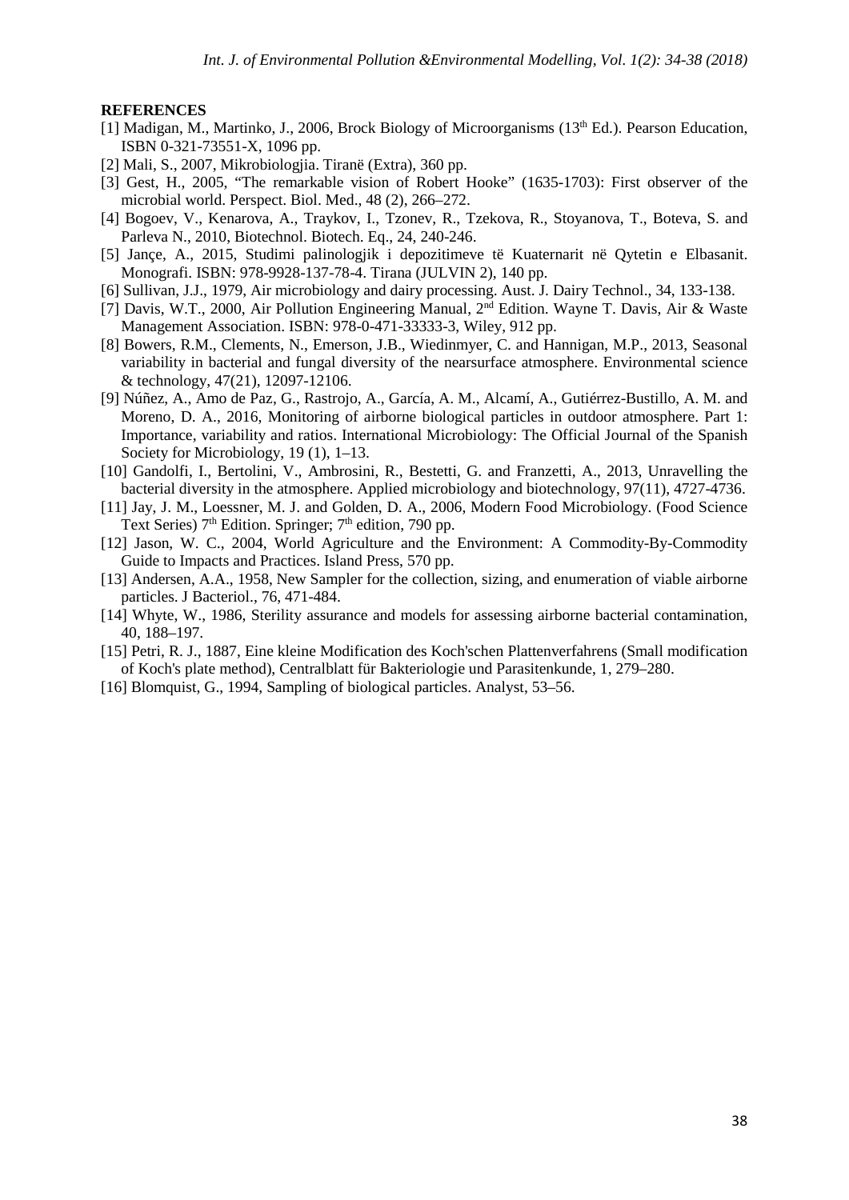**REFERENCES**

[1] Madigan, M., Martinko, J., 2006, Brock Biology of Microorganisms (13th Ed.). Pearson Education, ISBN 0-321-73551-X, 1096 pp.

[2] Mali, S., 2007, Mikrobiologjia. Tiranë (Extra), 360 pp.

[3] Gest, H., 2005, "The remarkable vision of Robert Hooke" (1635-1703): First observer of the microbial world. Perspect. Biol. Med., 48 (2), 266–272.

[4] Bogoev, V., Kenarova, A., Traykov, I., Tzonev, R., Tzekova, R., Stoyanova, T., Boteva, S. and Parleva N., 2010, Biotechnol. Biotech. Eq., 24, 240-246.

[5] Jançe, A., 2015, Studimi palinologjik i depozitimeve të Kuaternarit në Qytetin e Elbasanit. Monografi. ISBN: 978-9928-137-78-4. Tirana (JULVIN 2), 140 pp.

[6] Sullivan, J.J., 1979, Air microbiology and dairy processing. Aust. J. Dairy Technol., 34, 133-138.

[7] Davis, W.T., 2000, Air Pollution Engineering Manual, 2nd Edition. Wayne T. Davis, Air & Waste Management Association. ISBN: 978-0-471-33333-3, Wiley, 912 pp.

[8] Bowers, R.M., Clements, N., Emerson, J.B., Wiedinmyer, C. and Hannigan, M.P., 2013, Seasonal variability in bacterial and fungal diversity of the nearsurface atmosphere. Environmental science & technology, 47(21), 12097-12106.

[9] Núñez, A., Amo de Paz, G., Rastrojo, A., García, A. M., Alcamí, A., Gutiérrez-Bustillo, A. M. and Moreno, D. A., 2016, Monitoring of airborne biological particles in outdoor atmosphere. Part 1: Importance, variability and ratios. International Microbiology: The Official Journal of the Spanish Society for Microbiology, 19 (1), 1–13.

[10] Gandolfi, I., Bertolini, V., Ambrosini, R., Bestetti, G. and Franzetti, A., 2013, Unravelling the bacterial diversity in the atmosphere. Applied microbiology and biotechnology, 97(11), 4727-4736.

[11] Jay, J. M., Loessner, M. J. and Golden, D. A., 2006, Modern Food Microbiology. (Food Science Text Series) 7th Edition. Springer; 7th edition, 790 pp.

[12] Jason, W. C., 2004, World Agriculture and the Environment: A Commodity-By-Commodity Guide to Impacts and Practices. Island Press, 570 pp.

[13] Andersen, A.A., 1958, New Sampler for the collection, sizing, and enumeration of viable airborne particles. J Bacteriol., 76, 471-484.

[14] Whyte, W., 1986, Sterility assurance and models for assessing airborne bacterial contamination, 40, 188–197.

[15] Petri, R. J., 1887, Eine kleine Modification des Koch'schen Plattenverfahrens (Small modification of Koch's plate method), Centralblatt für Bakteriologie und Parasitenkunde, 1, 279–280.

[16] Blomquist, G., 1994, Sampling of biological particles. Analyst, 53–56.